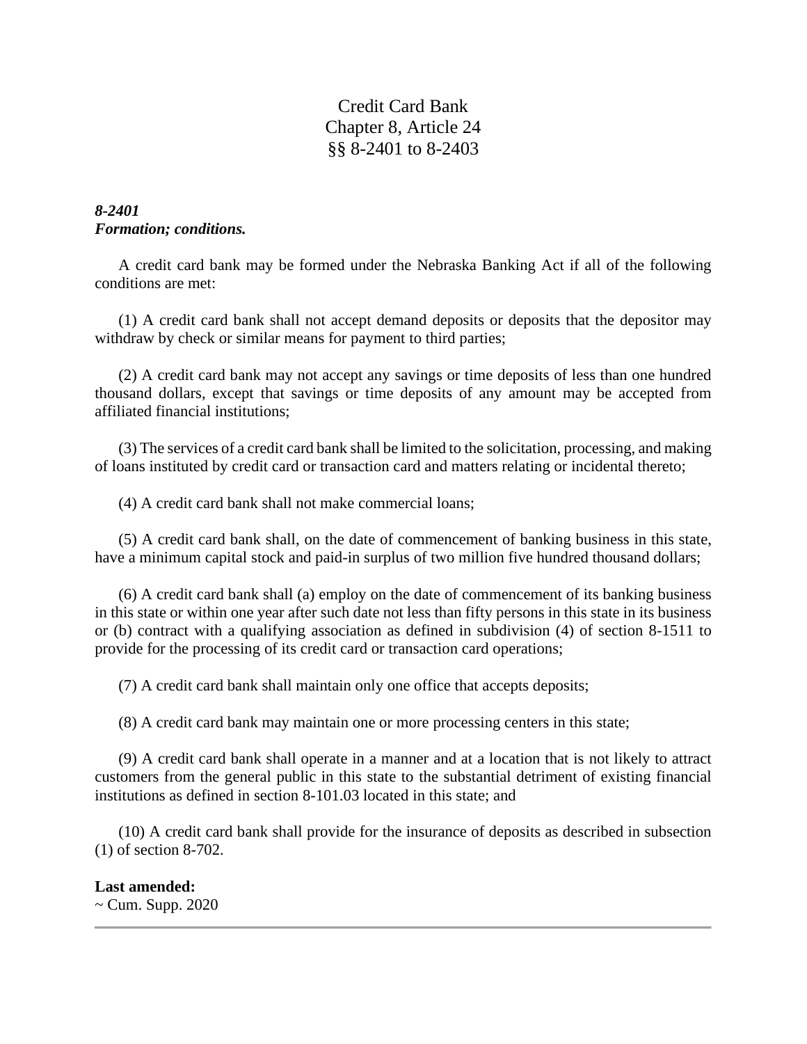# Credit Card Bank
# Chapter 8, Article 24
# §§ 8-2401 to 8-2403

***8-2401***
***Formation; conditions.***

A credit card bank may be formed under the Nebraska Banking Act if all of the following conditions are met:

(1) A credit card bank shall not accept demand deposits or deposits that the depositor may withdraw by check or similar means for payment to third parties;

(2) A credit card bank may not accept any savings or time deposits of less than one hundred thousand dollars, except that savings or time deposits of any amount may be accepted from affiliated financial institutions;

(3) The services of a credit card bank shall be limited to the solicitation, processing, and making of loans instituted by credit card or transaction card and matters relating or incidental thereto;

(4) A credit card bank shall not make commercial loans;

(5) A credit card bank shall, on the date of commencement of banking business in this state, have a minimum capital stock and paid-in surplus of two million five hundred thousand dollars;

(6) A credit card bank shall (a) employ on the date of commencement of its banking business in this state or within one year after such date not less than fifty persons in this state in its business or (b) contract with a qualifying association as defined in subdivision (4) of section 8-1511 to provide for the processing of its credit card or transaction card operations;

(7) A credit card bank shall maintain only one office that accepts deposits;

(8) A credit card bank may maintain one or more processing centers in this state;

(9) A credit card bank shall operate in a manner and at a location that is not likely to attract customers from the general public in this state to the substantial detriment of existing financial institutions as defined in section 8-101.03 located in this state; and

(10) A credit card bank shall provide for the insurance of deposits as described in subsection (1) of section 8-702.

**Last amended:**
~ Cum. Supp. 2020

---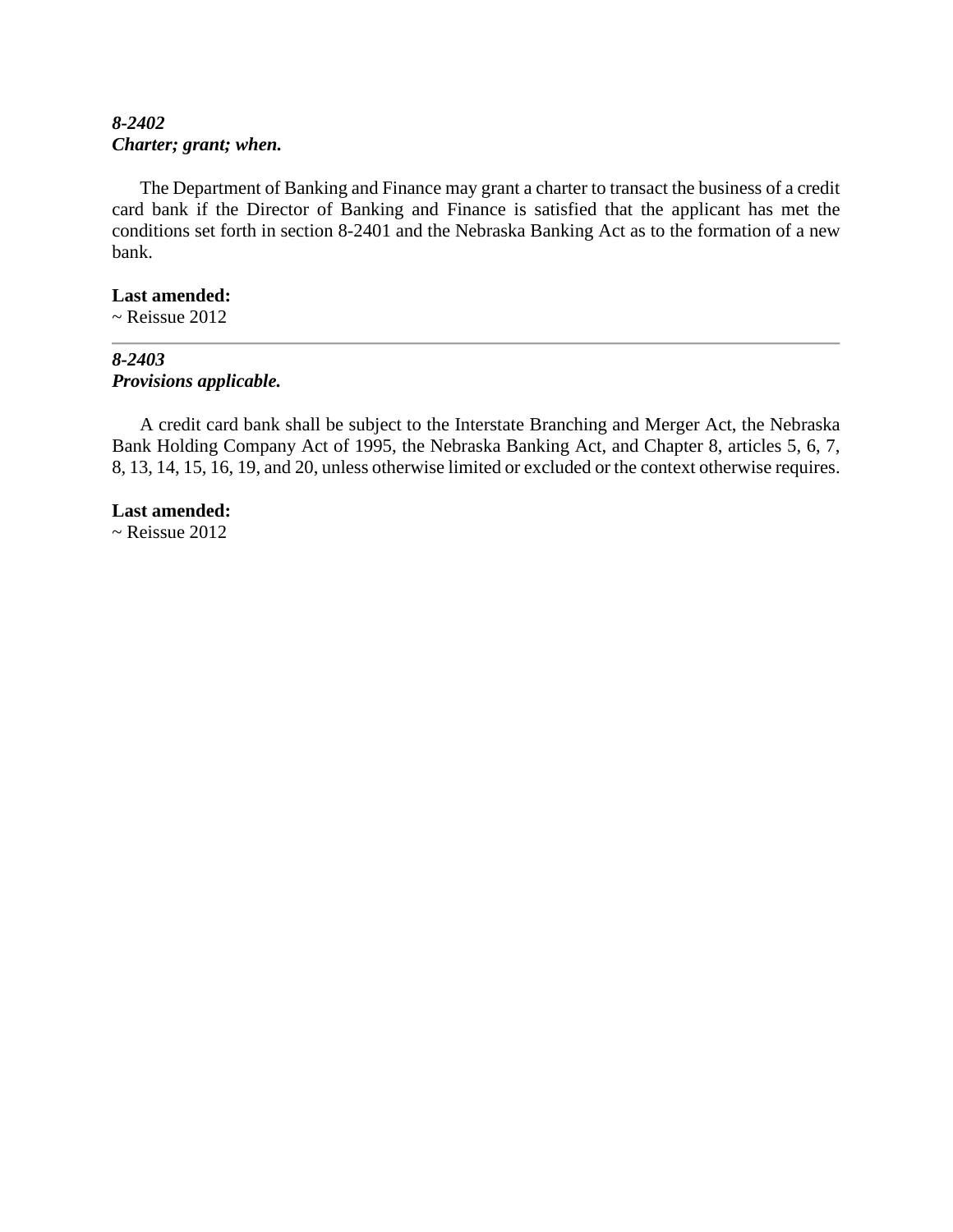***8-2402***
***Charter; grant; when.***

The Department of Banking and Finance may grant a charter to transact the business of a credit card bank if the Director of Banking and Finance is satisfied that the applicant has met the conditions set forth in section 8-2401 and the Nebraska Banking Act as to the formation of a new bank.

**Last amended:**
~ Reissue 2012

---

***8-2403***
***Provisions applicable.***

A credit card bank shall be subject to the Interstate Branching and Merger Act, the Nebraska Bank Holding Company Act of 1995, the Nebraska Banking Act, and Chapter 8, articles 5, 6, 7, 8, 13, 14, 15, 16, 19, and 20, unless otherwise limited or excluded or the context otherwise requires.

**Last amended:**
~ Reissue 2012